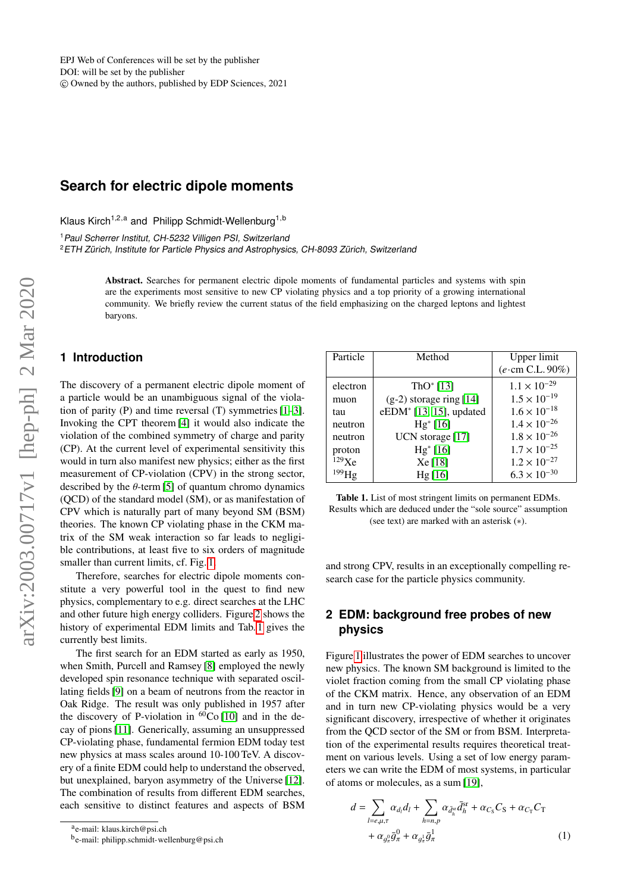# Search for electric dipole moments

Klaus Kirch[1,2,a] and Philipp Schmidt-Wellenburg[1,b]

[1] *Paul Scherrer Institut, CH-5232 Villigen PSI, Switzerland*
[2] *ETH Zürich, Institute for Particle Physics and Astrophysics, CH-8093 Zürich, Switzerland*

**Abstract.** Searches for permanent electric dipole moments of fundamental particles and systems with spin are the experiments most sensitive to new CP violating physics and a top priority of a growing international community. We briefly review the current status of the field emphasizing on the charged leptons and lightest baryons.

## 1 Introduction

The discovery of a permanent electric dipole moment of a particle would be an unambiguous signal of the violation of parity (P) and time reversal (T) symmetries [1–3]. Invoking the CPT theorem [4] it would also indicate the violation of the combined symmetry of charge and parity (CP). At the current level of experimental sensitivity this would in turn also manifest new physics; either as the first measurement of CP-violation (CPV) in the strong sector, described by the $\theta$-term [5] of quantum chromo dynamics (QCD) of the standard model (SM), or as manifestation of CPV which is naturally part of many beyond SM (BSM) theories. The known CP violating phase in the CKM matrix of the SM weak interaction so far leads to negligible contributions, at least five to six orders of magnitude smaller than current limits, cf. Fig. 1.

Therefore, searches for electric dipole moments constitute a very powerful tool in the quest to find new physics, complementary to e.g. direct searches at the LHC and other future high energy colliders. Figure 2 shows the history of experimental EDM limits and Tab. 1 gives the currently best limits.

The first search for an EDM started as early as 1950, when Smith, Purcell and Ramsey [8] employed the newly developed spin resonance technique with separated oscillating fields [9] on a beam of neutrons from the reactor in Oak Ridge. The result was only published in 1957 after the discovery of P-violation in $^{60}$Co [10] and in the decay of pions [11]. Generically, assuming an unsuppressed CP-violating phase, fundamental fermion EDM today test new physics at mass scales around 10-100 TeV. A discovery of a finite EDM could help to understand the observed, but unexplained, baryon asymmetry of the Universe [12]. The combination of results from different EDM searches, each sensitive to distinct features and aspects of BSM and strong CPV, results in an exceptionally compelling research case for the particle physics community.

| Particle | Method | Upper limit ($e\cdot$cm C.L. 90%) |
|---|---|---|
| electron | ThO* [13] | $1.1\times10^{-29}$ |
| muon | (g-2) storage ring [14] | $1.5\times10^{-19}$ |
| tau | eEDM* [13, 15], updated | $1.6\times10^{-18}$ |
| neutron | Hg* [16] | $1.4\times10^{-26}$ |
| neutron | UCN storage [17] | $1.8\times10^{-26}$ |
| proton | Hg* [16] | $1.7\times10^{-25}$ |
| $^{129}$Xe | Xe [18] | $1.2\times10^{-27}$ |
| $^{199}$Hg | Hg [16] | $6.3\times10^{-30}$ |

**Table 1.** List of most stringent limits on permanent EDMs. Results which are deduced under the "sole source" assumption (see text) are marked with an asterisk (∗).

## 2 EDM: background free probes of new physics

Figure 1 illustrates the power of EDM searches to uncover new physics. The known SM background is limited to the violet fraction coming from the small CP violating phase of the CKM matrix. Hence, any observation of an EDM and in turn new CP-violating physics would be a very significant discovery, irrespective of whether it originates from the QCD sector of the SM or from BSM. Interpretation of the experimental results requires theoretical treatment on various levels. Using a set of low energy parameters we can write the EDM of most systems, in particular of atoms or molecules, as a sum [19],

$$d = \sum_{l=e,\mu,\tau} \alpha_{d_l} d_l + \sum_{h=n,p} \alpha_{\bar{d}_h^{\rm sr}} \bar{d}_h^{\rm sr} + \alpha_{C_{\rm S}} C_{\rm S} + \alpha_{C_{\rm T}} C_{\rm T} + \alpha_{g_\pi^0} \bar{g}_\pi^0 + \alpha_{g_\pi^1} \bar{g}_\pi^1 \tag{1}$$

[a] e-mail: klaus.kirch@psi.ch
[b] e-mail: philipp.schmidt-wellenburg@psi.ch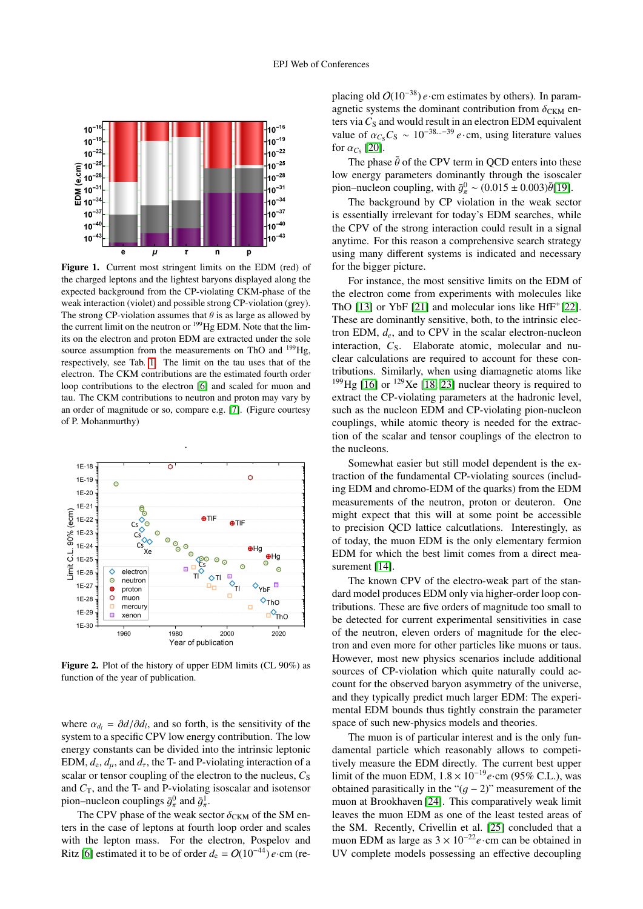**Figure 1.** Current most stringent limits on the EDM (red) of the charged leptons and the lightest baryons displayed along the expected background from the CP-violating CKM-phase of the weak interaction (violet) and possible strong CP-violation (grey). The strong CP-violation assumes that $\theta$ is as large as allowed by the current limit on the neutron or $^{199}$Hg EDM. Note that the limits on the electron and proton EDM are extracted under the sole source assumption from the measurements on ThO and $^{199}$Hg, respectively, see Tab. 1. The limit on the tau uses that of the electron. The CKM contributions are the estimated fourth order loop contributions to the electron [6] and scaled for muon and tau. The CKM contributions to neutron and proton may vary by an order of magnitude or so, compare e.g. [7]. (Figure courtesy of P. Mohanmurthy)

**Figure 2.** Plot of the history of upper EDM limits (CL 90%) as function of the year of publication.

where $\alpha_{d_l} = \partial d/\partial d_l$, and so forth, is the sensitivity of the system to a specific CPV low energy contribution. The low energy constants can be divided into the intrinsic leptonic EDM, $d_e$, $d_\mu$, and $d_\tau$, the T- and P-violating interaction of a scalar or tensor coupling of the electron to the nucleus, $C_\mathrm{S}$ and $C_\mathrm{T}$, and the T- and P-violating isoscalar and isotensor pion–nucleon couplings $\bar{g}^0_\pi$ and $\bar{g}^1_\pi$.

The CPV phase of the weak sector $\delta_\mathrm{CKM}$ of the SM enters in the case of leptons at fourth loop order and scales with the lepton mass. For the electron, Pospelov and Ritz [6] estimated it to be of order $d_e = O(10^{-44})\,e\cdot$cm (replacing old $O(10^{-38})\,e\cdot$cm estimates by others). In paramagnetic systems the dominant contribution from $\delta_\mathrm{CKM}$ enters via $C_\mathrm{S}$ and would result in an electron EDM equivalent value of $\alpha_{C_\mathrm{S}} C_\mathrm{S} \sim 10^{-38...-39}\,e\cdot$cm, using literature values for $\alpha_{C_\mathrm{S}}$ [20].

The phase $\bar{\theta}$ of the CPV term in QCD enters into these low energy parameters dominantly through the isoscaler pion–nucleon coupling, with $\bar{g}^0_\pi \sim (0.015 \pm 0.003)\bar{\theta}$[19].

The background by CP violation in the weak sector is essentially irrelevant for today's EDM searches, while the CPV of the strong interaction could result in a signal anytime. For this reason a comprehensive search strategy using many different systems is indicated and necessary for the bigger picture.

For instance, the most sensitive limits on the EDM of the electron come from experiments with molecules like ThO [13] or YbF [21] and molecular ions like HfF$^+$[22]. These are dominantly sensitive, both, to the intrinsic electron EDM, $d_e$, and to CPV in the scalar electron-nucleon interaction, $C_\mathrm{S}$. Elaborate atomic, molecular and nuclear calculations are required to account for these contributions. Similarly, when using diamagnetic atoms like $^{199}$Hg [16] or $^{129}$Xe [18, 23] nuclear theory is required to extract the CP-violating parameters at the hadronic level, such as the nucleon EDM and CP-violating pion-nucleon couplings, while atomic theory is needed for the extraction of the scalar and tensor couplings of the electron to the nucleons.

Somewhat easier but still model dependent is the extraction of the fundamental CP-violating sources (including EDM and chromo-EDM of the quarks) from the EDM measurements of the neutron, proton or deuteron. One might expect that this will at some point be accessible to precision QCD lattice calcultaions. Interestingly, as of today, the muon EDM is the only elementary fermion EDM for which the best limit comes from a direct measurement [14].

The known CPV of the electro-weak part of the standard model produces EDM only via higher-order loop contributions. These are five orders of magnitude too small to be detected for current experimental sensitivities in case of the neutron, eleven orders of magnitude for the electron and even more for other particles like muons or taus. However, most new physics scenarios include additional sources of CP-violation which quite naturally could account for the observed baryon asymmetry of the universe, and they typically predict much larger EDM: The experimental EDM bounds thus tightly constrain the parameter space of such new-physics models and theories.

The muon is of particular interest and is the only fundamental particle which reasonably allows to competitively measure the EDM directly. The current best upper limit of the muon EDM, $1.8 \times 10^{-19} e\cdot$cm (95% C.L.), was obtained parasitically in the "$(g-2)$" measurement of the muon at Brookhaven [24]. This comparatively weak limit leaves the muon EDM as one of the least tested areas of the SM. Recently, Crivellin et al. [25] concluded that a muon EDM as large as $3 \times 10^{-22} e\cdot$cm can be obtained in UV complete models possessing an effective decoupling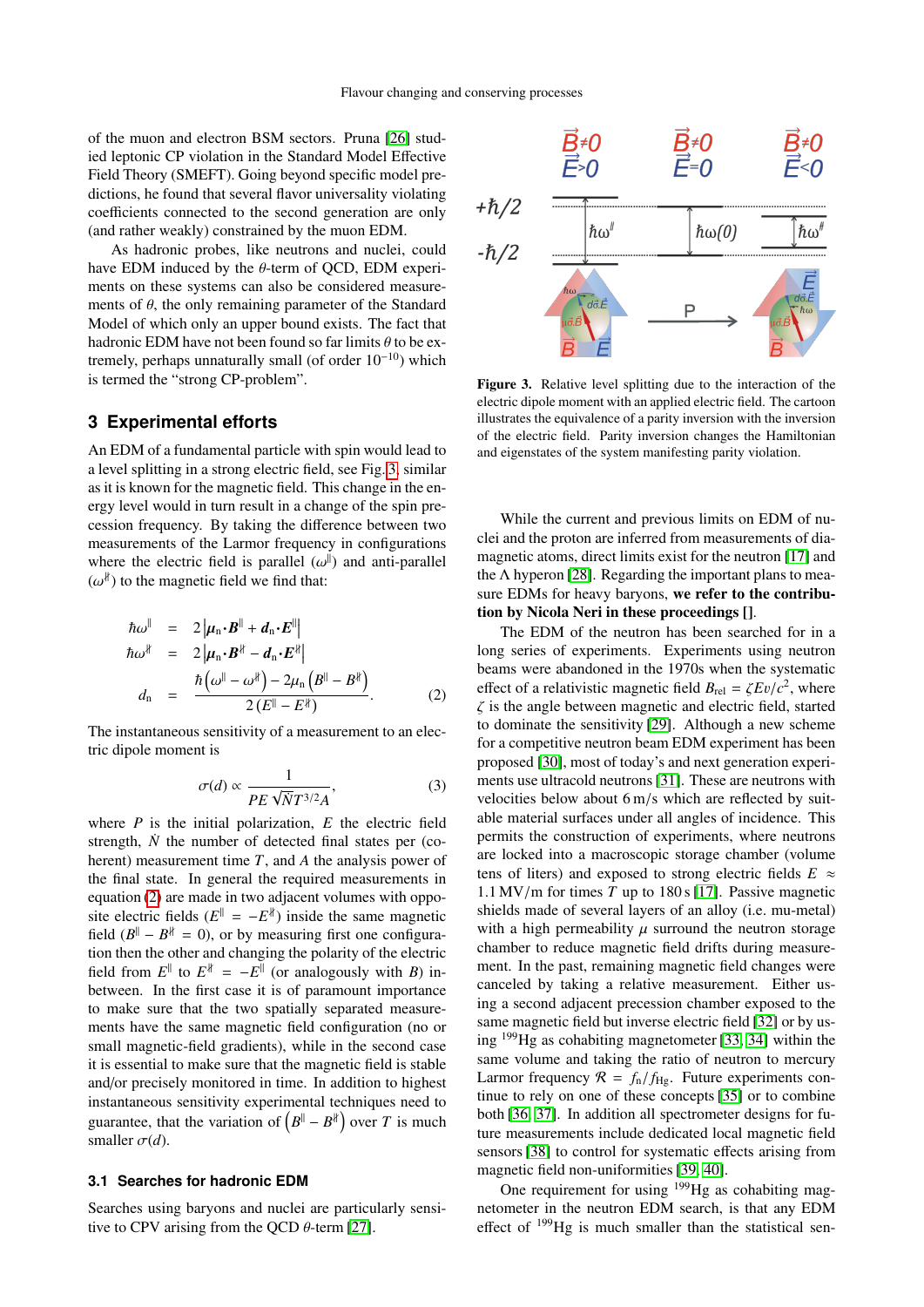of the muon and electron BSM sectors. Pruna [26] studied leptonic CP violation in the Standard Model Effective Field Theory (SMEFT). Going beyond specific model predictions, he found that several flavor universality violating coefficients connected to the second generation are only (and rather weakly) constrained by the muon EDM.

As hadronic probes, like neutrons and nuclei, could have EDM induced by the $\theta$-term of QCD, EDM experiments on these systems can also be considered measurements of $\theta$, the only remaining parameter of the Standard Model of which only an upper bound exists. The fact that hadronic EDM have not been found so far limits $\theta$ to be extremely, perhaps unnaturally small (of order $10^{-10}$) which is termed the "strong CP-problem".

## 3 Experimental efforts

An EDM of a fundamental particle with spin would lead to a level splitting in a strong electric field, see Fig. 3, similar as it is known for the magnetic field. This change in the energy level would in turn result in a change of the spin precession frequency. By taking the difference between two measurements of the Larmor frequency in configurations where the electric field is parallel ($\omega^{\parallel}$) and anti-parallel ($\omega^{\nparallel}$) to the magnetic field we find that:

$$
\begin{aligned}
\hbar\omega^{\parallel} &= 2\left|\boldsymbol{\mu}_{\mathrm{n}}\cdot\boldsymbol{B}^{\parallel} + \boldsymbol{d}_{\mathrm{n}}\cdot\boldsymbol{E}^{\parallel}\right| \\
\hbar\omega^{\nparallel} &= 2\left|\boldsymbol{\mu}_{\mathrm{n}}\cdot\boldsymbol{B}^{\nparallel} - \boldsymbol{d}_{\mathrm{n}}\cdot\boldsymbol{E}^{\nparallel}\right| \\
d_{\mathrm{n}} &= \frac{\hbar\left(\omega^{\parallel}-\omega^{\nparallel}\right) - 2\mu_{\mathrm{n}}\left(B^{\parallel}-B^{\nparallel}\right)}{2\left(E^{\parallel}-E^{\nparallel}\right)}. \qquad (2)
\end{aligned}
$$

The instantaneous sensitivity of a measurement to an electric dipole moment is

$$
\sigma(d) \propto \frac{1}{PE\sqrt{\dot{N}}T^{3/2}A}, \qquad (3)
$$

where $P$ is the initial polarization, $E$ the electric field strength, $\dot{N}$ the number of detected final states per (coherent) measurement time $T$, and $A$ the analysis power of the final state. In general the required measurements in equation (2) are made in two adjacent volumes with opposite electric fields ($E^{\parallel} = -E^{\nparallel}$) inside the same magnetic field ($B^{\parallel} - B^{\nparallel} = 0$), or by measuring first one configuration then the other and changing the polarity of the electric field from $E^{\parallel}$ to $E^{\nparallel} = -E^{\parallel}$ (or analogously with $B$) in-between. In the first case it is of paramount importance to make sure that the two spatially separated measurements have the same magnetic field configuration (no or small magnetic-field gradients), while in the second case it is essential to make sure that the magnetic field is stable and/or precisely monitored in time. In addition to highest instantaneous sensitivity experimental techniques need to guarantee, that the variation of $\left(B^{\parallel} - B^{\nparallel}\right)$ over $T$ is much smaller $\sigma(d)$.

### 3.1 Searches for hadronic EDM

Searches using baryons and nuclei are particularly sensitive to CPV arising from the QCD $\theta$-term [27].

**Figure 3.** Relative level splitting due to the interaction of the electric dipole moment with an applied electric field. The cartoon illustrates the equivalence of a parity inversion with the inversion of the electric field. Parity inversion changes the Hamiltonian and eigenstates of the system manifesting parity violation.

While the current and previous limits on EDM of nuclei and the proton are inferred from measurements of diamagnetic atoms, direct limits exist for the neutron [17] and the $\Lambda$ hyperon [28]. Regarding the important plans to measure EDMs for heavy baryons, **we refer to the contribution by Nicola Neri in these proceedings []**.

The EDM of the neutron has been searched for in a long series of experiments. Experiments using neutron beams were abandoned in the 1970s when the systematic effect of a relativistic magnetic field $B_{\mathrm{rel}} = \zeta Ev/c^2$, where $\zeta$ is the angle between magnetic and electric field, started to dominate the sensitivity [29]. Although a new scheme for a competitive neutron beam EDM experiment has been proposed [30], most of today's and next generation experiments use ultracold neutrons [31]. These are neutrons with velocities below about 6 m/s which are reflected by suitable material surfaces under all angles of incidence. This permits the construction of experiments, where neutrons are locked into a macroscopic storage chamber (volume tens of liters) and exposed to strong electric fields $E \approx 1.1$ MV/m for times $T$ up to 180 s [17]. Passive magnetic shields made of several layers of an alloy (i.e. mu-metal) with a high permeability $\mu$ surround the neutron storage chamber to reduce magnetic field drifts during measurement. In the past, remaining magnetic field changes were canceled by taking a relative measurement. Either using a second adjacent precession chamber exposed to the same magnetic field but inverse electric field [32] or by using $^{199}$Hg as cohabiting magnetometer [33, 34] within the same volume and taking the ratio of neutron to mercury Larmor frequency $\mathcal{R} = f_{\mathrm{n}}/f_{\mathrm{Hg}}$. Future experiments continue to rely on one of these concepts [35] or to combine both [36, 37]. In addition all spectrometer designs for future measurements include dedicated local magnetic field sensors [38] to control for systematic effects arising from magnetic field non-uniformities [39, 40].

One requirement for using $^{199}$Hg as cohabiting magnetometer in the neutron EDM search, is that any EDM effect of $^{199}$Hg is much smaller than the statistical sen-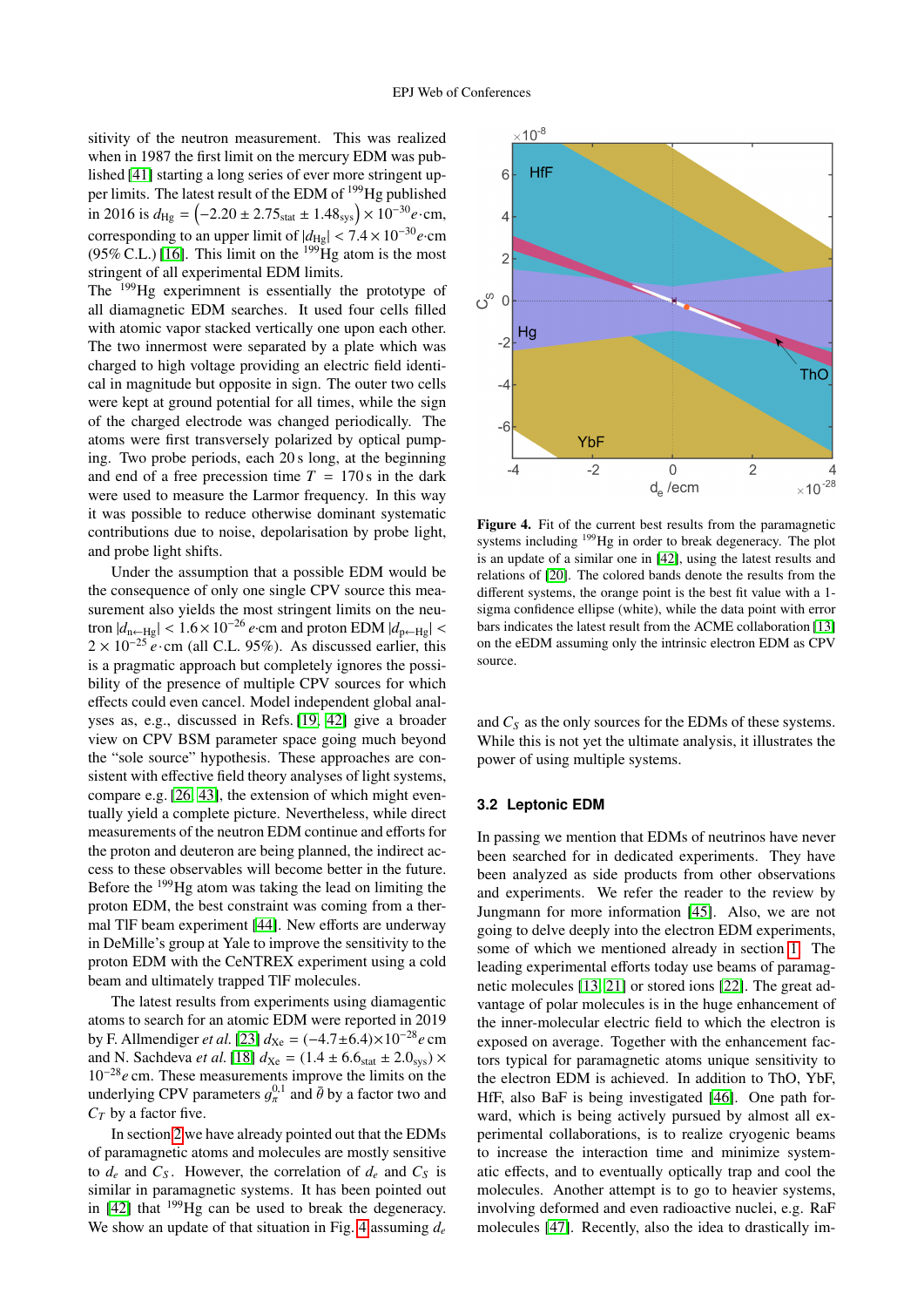sitivity of the neutron measurement. This was realized when in 1987 the first limit on the mercury EDM was published [41] starting a long series of ever more stringent upper limits. The latest result of the EDM of $^{199}$Hg published in 2016 is $d_{\mathrm{Hg}} = \left(-2.20 \pm 2.75_{\mathrm{stat}} \pm 1.48_{\mathrm{sys}}\right) \times 10^{-30} e{\cdot}\mathrm{cm}$, corresponding to an upper limit of $|d_{\mathrm{Hg}}| < 7.4 \times 10^{-30} e{\cdot}\mathrm{cm}$ (95% C.L.) [16]. This limit on the $^{199}$Hg atom is the most stringent of all experimental EDM limits.
The $^{199}$Hg experimnent is essentially the prototype of all diamagnetic EDM searches. It used four cells filled with atomic vapor stacked vertically one upon each other. The two innermost were separated by a plate which was charged to high voltage providing an electric field identical in magnitude but opposite in sign. The outer two cells were kept at ground potential for all times, while the sign of the charged electrode was changed periodically. The atoms were first transversely polarized by optical pumping. Two probe periods, each 20 s long, at the beginning and end of a free precession time $T = 170$ s in the dark were used to measure the Larmor frequency. In this way it was possible to reduce otherwise dominant systematic contributions due to noise, depolarisation by probe light, and probe light shifts.

Under the assumption that a possible EDM would be the consequence of only one single CPV source this measurement also yields the most stringent limits on the neutron $|d_{\mathrm{n}\leftarrow\mathrm{Hg}}| < 1.6 \times 10^{-26}\, e{\cdot}\mathrm{cm}$ and proton EDM $|d_{\mathrm{p}\leftarrow\mathrm{Hg}}| < 2 \times 10^{-25}\, e \cdot \mathrm{cm}$ (all C.L. 95%). As discussed earlier, this is a pragmatic approach but completely ignores the possibility of the presence of multiple CPV sources for which effects could even cancel. Model independent global analyses as, e.g., discussed in Refs. [19, 42] give a broader view on CPV BSM parameter space going much beyond the "sole source" hypothesis. These approaches are consistent with effective field theory analyses of light systems, compare e.g. [26, 43], the extension of which might eventually yield a complete picture. Nevertheless, while direct measurements of the neutron EDM continue and efforts for the proton and deuteron are being planned, the indirect access to these observables will become better in the future. Before the $^{199}$Hg atom was taking the lead on limiting the proton EDM, the best constraint was coming from a thermal TlF beam experiment [44]. New efforts are underway in DeMille's group at Yale to improve the sensitivity to the proton EDM with the CeNTREX experiment using a cold beam and ultimately trapped TlF molecules.

The latest results from experiments using diamagentic atoms to search for an atomic EDM were reported in 2019 by F. Allmendiger *et al.* [23] $d_{\mathrm{Xe}} = (-4.7{\pm}6.4){\times}10^{-28} e\,\mathrm{cm}$ and N. Sachdeva *et al.* [18] $d_{\mathrm{Xe}} = (1.4 \pm 6.6_{\mathrm{stat}} \pm 2.0_{\mathrm{sys}}) \times 10^{-28} e\,\mathrm{cm}$. These measurements improve the limits on the underlying CPV parameters $g_\pi^{0,1}$ and $\bar{\theta}$ by a factor two and $C_T$ by a factor five.

In section 2 we have already pointed out that the EDMs of paramagnetic atoms and molecules are mostly sensitive to $d_e$ and $C_S$. However, the correlation of $d_e$ and $C_S$ is similar in paramagnetic systems. It has been pointed out in [42] that $^{199}$Hg can be used to break the degeneracy. We show an update of that situation in Fig. 4 assuming $d_e$ and $C_S$ as the only sources for the EDMs of these systems. While this is not yet the ultimate analysis, it illustrates the power of using multiple systems.

**Figure 4.** Fit of the current best results from the paramagnetic systems including $^{199}$Hg in order to break degeneracy. The plot is an update of a similar one in [42], using the latest results and relations of [20]. The colored bands denote the results from the different systems, the orange point is the best fit value with a 1-sigma confidence ellipse (white), while the data point with error bars indicates the latest result from the ACME collaboration [13] on the eEDM assuming only the intrinsic electron EDM as CPV source.

### 3.2 Leptonic EDM

In passing we mention that EDMs of neutrinos have never been searched for in dedicated experiments. They have been analyzed as side products from other observations and experiments. We refer the reader to the review by Jungmann for more information [45]. Also, we are not going to delve deeply into the electron EDM experiments, some of which we mentioned already in section 1. The leading experimental efforts today use beams of paramagnetic molecules [13, 21] or stored ions [22]. The great advantage of polar molecules is in the huge enhancement of the inner-molecular electric field to which the electron is exposed on average. Together with the enhancement factors typical for paramagnetic atoms unique sensitivity to the electron EDM is achieved. In addition to ThO, YbF, HfF, also BaF is being investigated [46]. One path forward, which is being actively pursued by almost all experimental collaborations, is to realize cryogenic beams to increase the interaction time and minimize systematic effects, and to eventually optically trap and cool the molecules. Another attempt is to go to heavier systems, involving deformed and even radioactive nuclei, e.g. RaF molecules [47]. Recently, also the idea to drastically im-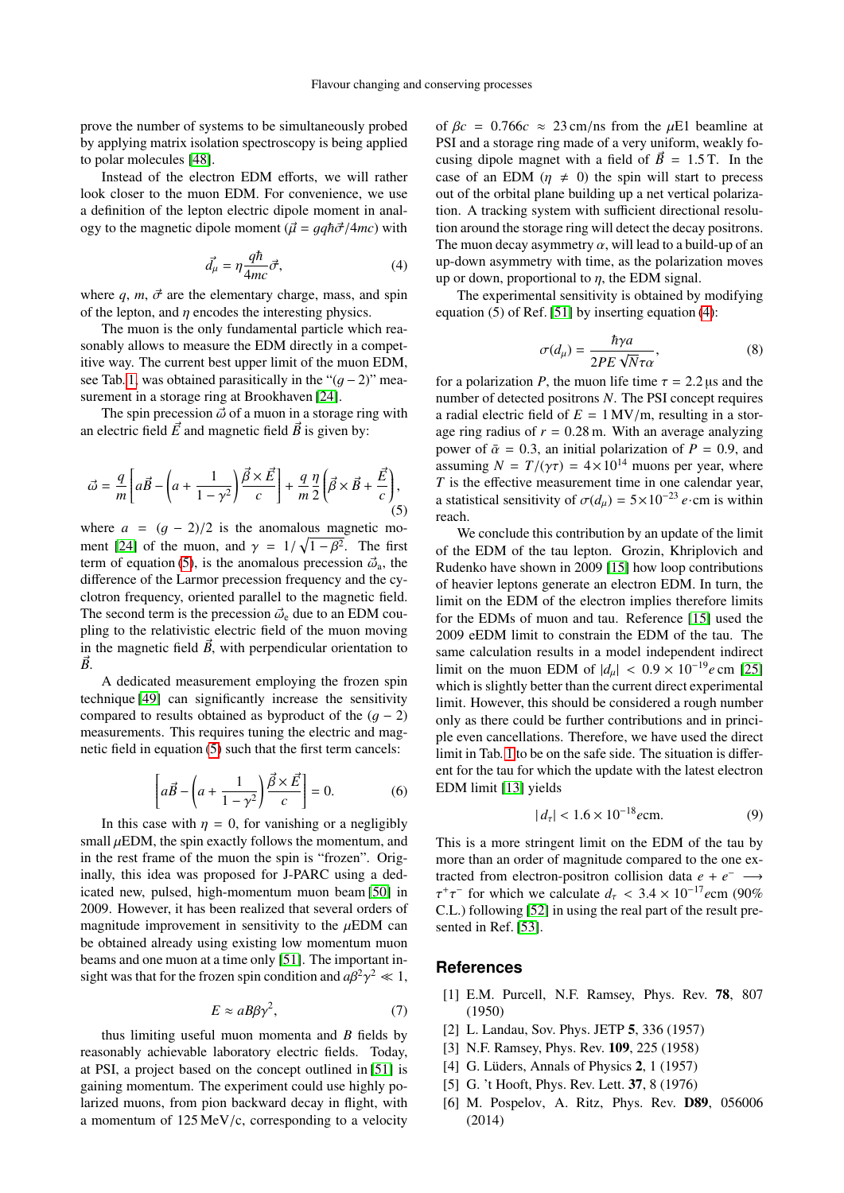prove the number of systems to be simultaneously probed by applying matrix isolation spectroscopy is being applied to polar molecules [48].

Instead of the electron EDM efforts, we will rather look closer to the muon EDM. For convenience, we use a definition of the lepton electric dipole moment in analogy to the magnetic dipole moment ($\vec{\mu} = gq\hbar\vec{\sigma}/4mc$) with

$$\vec{d_\mu} = \eta \frac{q\hbar}{4mc}\vec{\sigma}, \tag{4}$$

where $q$, $m$, $\vec{\sigma}$ are the elementary charge, mass, and spin of the lepton, and $\eta$ encodes the interesting physics.

The muon is the only fundamental particle which reasonably allows to measure the EDM directly in a competitive way. The current best upper limit of the muon EDM, see Tab. 1, was obtained parasitically in the "$(g-2)$" measurement in a storage ring at Brookhaven [24].

The spin precession $\vec{\omega}$ of a muon in a storage ring with an electric field $\vec{E}$ and magnetic field $\vec{B}$ is given by:

$$\vec{\omega} = \frac{q}{m}\left[a\vec{B} - \left(a + \frac{1}{1-\gamma^2}\right)\frac{\vec{\beta}\times\vec{E}}{c}\right] + \frac{q}{m}\frac{\eta}{2}\left(\vec{\beta}\times\vec{B} + \frac{\vec{E}}{c}\right), \tag{5}$$

where $a = (g-2)/2$ is the anomalous magnetic moment [24] of the muon, and $\gamma = 1/\sqrt{1-\beta^2}$. The first term of equation (5), is the anomalous precession $\vec{\omega}_a$, the difference of the Larmor precession frequency and the cyclotron frequency, oriented parallel to the magnetic field. The second term is the precession $\vec{\omega}_e$ due to an EDM coupling to the relativistic electric field of the muon moving in the magnetic field $\vec{B}$, with perpendicular orientation to $\vec{B}$.

A dedicated measurement employing the frozen spin technique [49] can significantly increase the sensitivity compared to results obtained as byproduct of the $(g-2)$ measurements. This requires tuning the electric and magnetic field in equation (5) such that the first term cancels:

$$\left[a\vec{B} - \left(a + \frac{1}{1-\gamma^2}\right)\frac{\vec{\beta}\times\vec{E}}{c}\right] = 0. \tag{6}$$

In this case with $\eta = 0$, for vanishing or a negligibly small $\mu$EDM, the spin exactly follows the momentum, and in the rest frame of the muon the spin is "frozen". Originally, this idea was proposed for J-PARC using a dedicated new, pulsed, high-momentum muon beam [50] in 2009. However, it has been realized that several orders of magnitude improvement in sensitivity to the $\mu$EDM can be obtained already using existing low momentum muon beams and one muon at a time only [51]. The important insight was that for the frozen spin condition and $a\beta^2\gamma^2 \ll 1$,

$$E \approx aB\beta\gamma^2, \tag{7}$$

thus limiting useful muon momenta and $B$ fields by reasonably achievable laboratory electric fields. Today, at PSI, a project based on the concept outlined in [51] is gaining momentum. The experiment could use highly polarized muons, from pion backward decay in flight, with a momentum of 125 MeV/c, corresponding to a velocity of $\beta c = 0.766c \approx 23$ cm/ns from the $\mu$E1 beamline at PSI and a storage ring made of a very uniform, weakly focusing dipole magnet with a field of $\vec{B} = 1.5$ T. In the case of an EDM ($\eta \neq 0$) the spin will start to precess out of the orbital plane building up a net vertical polarization. A tracking system with sufficient directional resolution around the storage ring will detect the decay positrons. The muon decay asymmetry $\alpha$, will lead to a build-up of an up-down asymmetry with time, as the polarization moves up or down, proportional to $\eta$, the EDM signal.

The experimental sensitivity is obtained by modifying equation (5) of Ref. [51] by inserting equation (4):

$$\sigma(d_\mu) = \frac{\hbar\gamma a}{2PE\sqrt{N}\tau\alpha}, \tag{8}$$

for a polarization $P$, the muon life time $\tau = 2.2\,\mu$s and the number of detected positrons $N$. The PSI concept requires a radial electric field of $E = 1$ MV/m, resulting in a storage ring radius of $r = 0.28$ m. With an average analyzing power of $\bar{\alpha} = 0.3$, an initial polarization of $P = 0.9$, and assuming $N = T/(\gamma\tau) = 4\times10^{14}$ muons per year, where $T$ is the effective measurement time in one calendar year, a statistical sensitivity of $\sigma(d_\mu) = 5\times10^{-23}\,e\cdot$cm is within reach.

We conclude this contribution by an update of the limit of the EDM of the tau lepton. Grozin, Khriplovich and Rudenko have shown in 2009 [15] how loop contributions of heavier leptons generate an electron EDM. In turn, the limit on the EDM of the electron implies therefore limits for the EDMs of muon and tau. Reference [15] used the 2009 eEDM limit to constrain the EDM of the tau. The same calculation results in a model independent indirect limit on the muon EDM of $|d_\mu| < 0.9\times10^{-19}e$ cm [25] which is slightly better than the current direct experimental limit. However, this should be considered a rough number only as there could be further contributions and in principle even cancellations. Therefore, we have used the direct limit in Tab. 1 to be on the safe side. The situation is different for the tau for which the update with the latest electron EDM limit [13] yields

$$|d_\tau| < 1.6\times10^{-18}e\text{cm}. \tag{9}$$

This is a more stringent limit on the EDM of the tau by more than an order of magnitude compared to the one extracted from electron-positron collision data $e + e^- \longrightarrow \tau^+\tau^-$ for which we calculate $d_\tau < 3.4\times10^{-17}e$cm (90% C.L.) following [52] in using the real part of the result presented in Ref. [53].

## References

[1] E.M. Purcell, N.F. Ramsey, Phys. Rev. **78**, 807 (1950)

[2] L. Landau, Sov. Phys. JETP **5**, 336 (1957)

[3] N.F. Ramsey, Phys. Rev. **109**, 225 (1958)

[4] G. Lüders, Annals of Physics **2**, 1 (1957)

[5] G. 't Hooft, Phys. Rev. Lett. **37**, 8 (1976)

[6] M. Pospelov, A. Ritz, Phys. Rev. **D89**, 056006 (2014)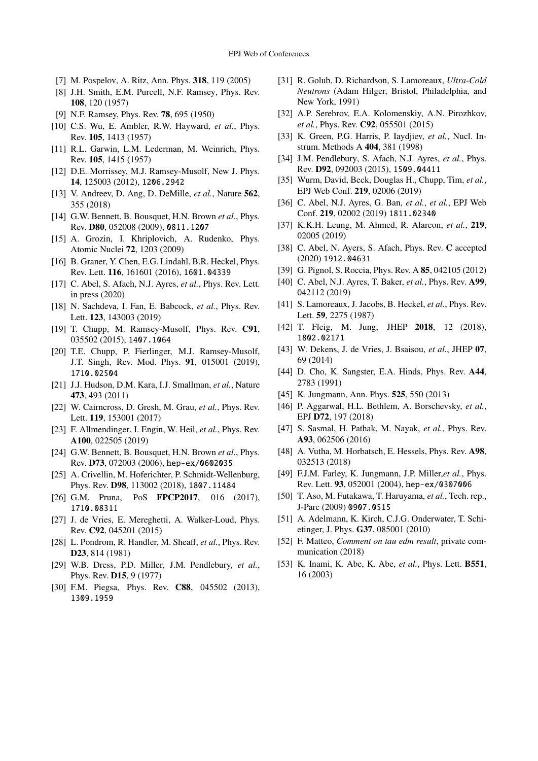[7] M. Pospelov, A. Ritz, Ann. Phys. **318**, 119 (2005)

[8] J.H. Smith, E.M. Purcell, N.F. Ramsey, Phys. Rev. **108**, 120 (1957)

[9] N.F. Ramsey, Phys. Rev. **78**, 695 (1950)

[10] C.S. Wu, E. Ambler, R.W. Hayward, *et al.*, Phys. Rev. **105**, 1413 (1957)

[11] R.L. Garwin, L.M. Lederman, M. Weinrich, Phys. Rev. **105**, 1415 (1957)

[12] D.E. Morrissey, M.J. Ramsey-Musolf, New J. Phys. **14**, 125003 (2012), 1206.2942

[13] V. Andreev, D. Ang, D. DeMille, *et al.*, Nature **562**, 355 (2018)

[14] G.W. Bennett, B. Bousquet, H.N. Brown *et al.*, Phys. Rev. **D80**, 052008 (2009), 0811.1207

[15] A. Grozin, I. Khriplovich, A. Rudenko, Phys. Atomic Nuclei **72**, 1203 (2009)

[16] B. Graner, Y. Chen, E.G. Lindahl, B.R. Heckel, Phys. Rev. Lett. **116**, 161601 (2016), 1601.04339

[17] C. Abel, S. Afach, N.J. Ayres, *et al.*, Phys. Rev. Lett. in press (2020)

[18] N. Sachdeva, I. Fan, E. Babcock, *et al.*, Phys. Rev. Lett. **123**, 143003 (2019)

[19] T. Chupp, M. Ramsey-Musolf, Phys. Rev. **C91**, 035502 (2015), 1407.1064

[20] T.E. Chupp, P. Fierlinger, M.J. Ramsey-Musolf, J.T. Singh, Rev. Mod. Phys. **91**, 015001 (2019), 1710.02504

[21] J.J. Hudson, D.M. Kara, I.J. Smallman, *et al.*, Nature **473**, 493 (2011)

[22] W. Cairncross, D. Gresh, M. Grau, *et al.*, Phys. Rev. Lett. **119**, 153001 (2017)

[23] F. Allmendinger, I. Engin, W. Heil, *et al.*, Phys. Rev. **A100**, 022505 (2019)

[24] G.W. Bennett, B. Bousquet, H.N. Brown *et al.*, Phys. Rev. **D73**, 072003 (2006), hep-ex/0602035

[25] A. Crivellin, M. Hoferichter, P. Schmidt-Wellenburg, Phys. Rev. **D98**, 113002 (2018), 1807.11484

[26] G.M. Pruna, PoS **FPCP2017**, 016 (2017), 1710.08311

[27] J. de Vries, E. Mereghetti, A. Walker-Loud, Phys. Rev. **C92**, 045201 (2015)

[28] L. Pondrom, R. Handler, M. Sheaff, *et al.*, Phys. Rev. **D23**, 814 (1981)

[29] W.B. Dress, P.D. Miller, J.M. Pendlebury, *et al.*, Phys. Rev. **D15**, 9 (1977)

[30] F.M. Piegsa, Phys. Rev. **C88**, 045502 (2013), 1309.1959

[31] R. Golub, D. Richardson, S. Lamoreaux, *Ultra-Cold Neutrons* (Adam Hilger, Bristol, Philadelphia, and New York, 1991)

[32] A.P. Serebrov, E.A. Kolomenskiy, A.N. Pirozhkov, *et al.*, Phys. Rev. **C92**, 055501 (2015)

[33] K. Green, P.G. Harris, P. Iaydjiev, *et al.*, Nucl. Instrum. Methods A **404**, 381 (1998)

[34] J.M. Pendlebury, S. Afach, N.J. Ayres, *et al.*, Phys. Rev. **D92**, 092003 (2015), 1509.04411

[35] Wurm, David, Beck, Douglas H., Chupp, Tim, *et al.*, EPJ Web Conf. **219**, 02006 (2019)

[36] C. Abel, N.J. Ayres, G. Ban, *et al.*, EPJ Web Conf. **219**, 02002 (2019) 1811.02340

[37] K.K.H. Leung, M. Ahmed, R. Alarcon, *et al.*, **219**, 02005 (2019)

[38] C. Abel, N. Ayers, S. Afach, Phys. Rev. **C** accepted (2020) 1912.04631

[39] G. Pignol, S. Roccia, Phys. Rev. A **85**, 042105 (2012)

[40] C. Abel, N.J. Ayres, T. Baker, *et al.*, Phys. Rev. **A99**, 042112 (2019)

[41] S. Lamoreaux, J. Jacobs, B. Heckel, *et al.*, Phys. Rev. Lett. **59**, 2275 (1987)

[42] T. Fleig, M. Jung, JHEP **2018**, 12 (2018), 1802.02171

[43] W. Dekens, J. de Vries, J. Bsaisou, *et al.*, JHEP **07**, 69 (2014)

[44] D. Cho, K. Sangster, E.A. Hinds, Phys. Rev. **A44**, 2783 (1991)

[45] K. Jungmann, Ann. Phys. **525**, 550 (2013)

[46] P. Aggarwal, H.L. Bethlem, A. Borschevsky, *et al.*, EPJ **D72**, 197 (2018)

[47] S. Sasmal, H. Pathak, M. Nayak, *et al.*, Phys. Rev. **A93**, 062506 (2016)

[48] A. Vutha, M. Horbatsch, E. Hessels, Phys. Rev. **A98**, 032513 (2018)

[49] F.J.M. Farley, K. Jungmann, J.P. Miller,*et al.*, Phys. Rev. Lett. **93**, 052001 (2004), hep-ex/0307006

[50] T. Aso, M. Futakawa, T. Haruyama, *et al.*, Tech. rep., J-Parc (2009) 0907.0515

[51] A. Adelmann, K. Kirch, C.J.G. Onderwater, T. Schietinger, J. Phys. **G37**, 085001 (2010)

[52] F. Matteo, *Comment on tau edm result*, private communication (2018)

[53] K. Inami, K. Abe, K. Abe, *et al.*, Phys. Lett. **B551**, 16 (2003)